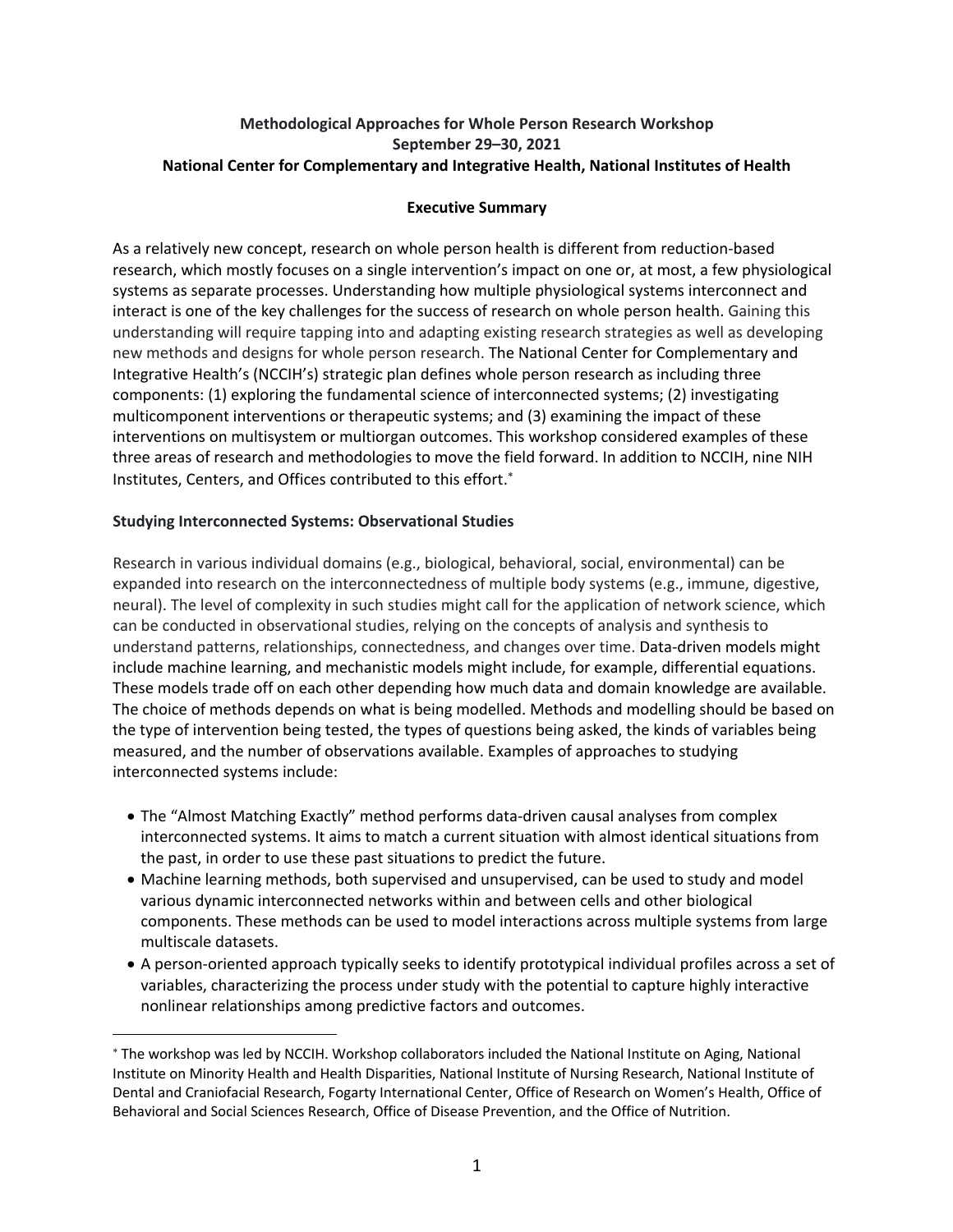# Methodological Approaches for Whole Person Research Workshop
## September 29–30, 2021
## National Center for Complementary and Integrative Health, National Institutes of Health

### Executive Summary

As a relatively new concept, research on whole person health is different from reduction-based research, which mostly focuses on a single intervention's impact on one or, at most, a few physiological systems as separate processes. Understanding how multiple physiological systems interconnect and interact is one of the key challenges for the success of research on whole person health. Gaining this understanding will require tapping into and adapting existing research strategies as well as developing new methods and designs for whole person research. The National Center for Complementary and Integrative Health's (NCCIH's) strategic plan defines whole person research as including three components: (1) exploring the fundamental science of interconnected systems; (2) investigating multicomponent interventions or therapeutic systems; and (3) examining the impact of these interventions on multisystem or multiorgan outcomes. This workshop considered examples of these three areas of research and methodologies to move the field forward. In addition to NCCIH, nine NIH Institutes, Centers, and Offices contributed to this effort.*

### Studying Interconnected Systems: Observational Studies

Research in various individual domains (e.g., biological, behavioral, social, environmental) can be expanded into research on the interconnectedness of multiple body systems (e.g., immune, digestive, neural). The level of complexity in such studies might call for the application of network science, which can be conducted in observational studies, relying on the concepts of analysis and synthesis to understand patterns, relationships, connectedness, and changes over time. Data-driven models might include machine learning, and mechanistic models might include, for example, differential equations. These models trade off on each other depending how much data and domain knowledge are available. The choice of methods depends on what is being modelled. Methods and modelling should be based on the type of intervention being tested, the types of questions being asked, the kinds of variables being measured, and the number of observations available. Examples of approaches to studying interconnected systems include:

- The "Almost Matching Exactly" method performs data-driven causal analyses from complex interconnected systems. It aims to match a current situation with almost identical situations from the past, in order to use these past situations to predict the future.
- Machine learning methods, both supervised and unsupervised, can be used to study and model various dynamic interconnected networks within and between cells and other biological components. These methods can be used to model interactions across multiple systems from large multiscale datasets.
- A person-oriented approach typically seeks to identify prototypical individual profiles across a set of variables, characterizing the process under study with the potential to capture highly interactive nonlinear relationships among predictive factors and outcomes.

* The workshop was led by NCCIH. Workshop collaborators included the National Institute on Aging, National Institute on Minority Health and Health Disparities, National Institute of Nursing Research, National Institute of Dental and Craniofacial Research, Fogarty International Center, Office of Research on Women's Health, Office of Behavioral and Social Sciences Research, Office of Disease Prevention, and the Office of Nutrition.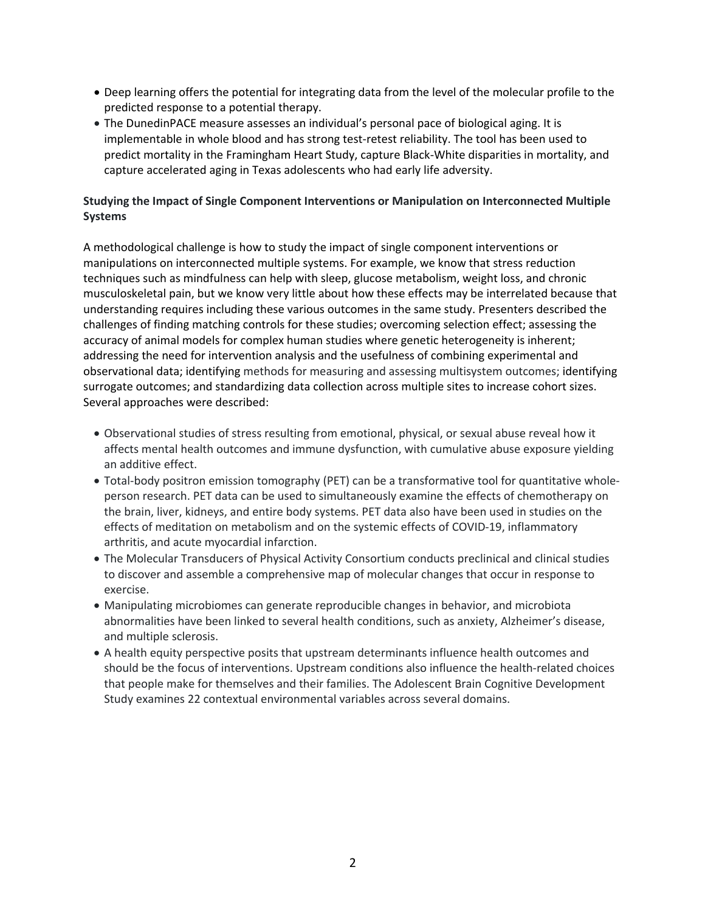- Deep learning offers the potential for integrating data from the level of the molecular profile to the predicted response to a potential therapy.
- The DunedinPACE measure assesses an individual's personal pace of biological aging. It is implementable in whole blood and has strong test-retest reliability. The tool has been used to predict mortality in the Framingham Heart Study, capture Black-White disparities in mortality, and capture accelerated aging in Texas adolescents who had early life adversity.

**Studying the Impact of Single Component Interventions or Manipulation on Interconnected Multiple Systems**

A methodological challenge is how to study the impact of single component interventions or manipulations on interconnected multiple systems. For example, we know that stress reduction techniques such as mindfulness can help with sleep, glucose metabolism, weight loss, and chronic musculoskeletal pain, but we know very little about how these effects may be interrelated because that understanding requires including these various outcomes in the same study. Presenters described the challenges of finding matching controls for these studies; overcoming selection effect; assessing the accuracy of animal models for complex human studies where genetic heterogeneity is inherent; addressing the need for intervention analysis and the usefulness of combining experimental and observational data; identifying methods for measuring and assessing multisystem outcomes; identifying surrogate outcomes; and standardizing data collection across multiple sites to increase cohort sizes. Several approaches were described:

- Observational studies of stress resulting from emotional, physical, or sexual abuse reveal how it affects mental health outcomes and immune dysfunction, with cumulative abuse exposure yielding an additive effect.
- Total-body positron emission tomography (PET) can be a transformative tool for quantitative whole-person research. PET data can be used to simultaneously examine the effects of chemotherapy on the brain, liver, kidneys, and entire body systems. PET data also have been used in studies on the effects of meditation on metabolism and on the systemic effects of COVID-19, inflammatory arthritis, and acute myocardial infarction.
- The Molecular Transducers of Physical Activity Consortium conducts preclinical and clinical studies to discover and assemble a comprehensive map of molecular changes that occur in response to exercise.
- Manipulating microbiomes can generate reproducible changes in behavior, and microbiota abnormalities have been linked to several health conditions, such as anxiety, Alzheimer's disease, and multiple sclerosis.
- A health equity perspective posits that upstream determinants influence health outcomes and should be the focus of interventions. Upstream conditions also influence the health-related choices that people make for themselves and their families. The Adolescent Brain Cognitive Development Study examines 22 contextual environmental variables across several domains.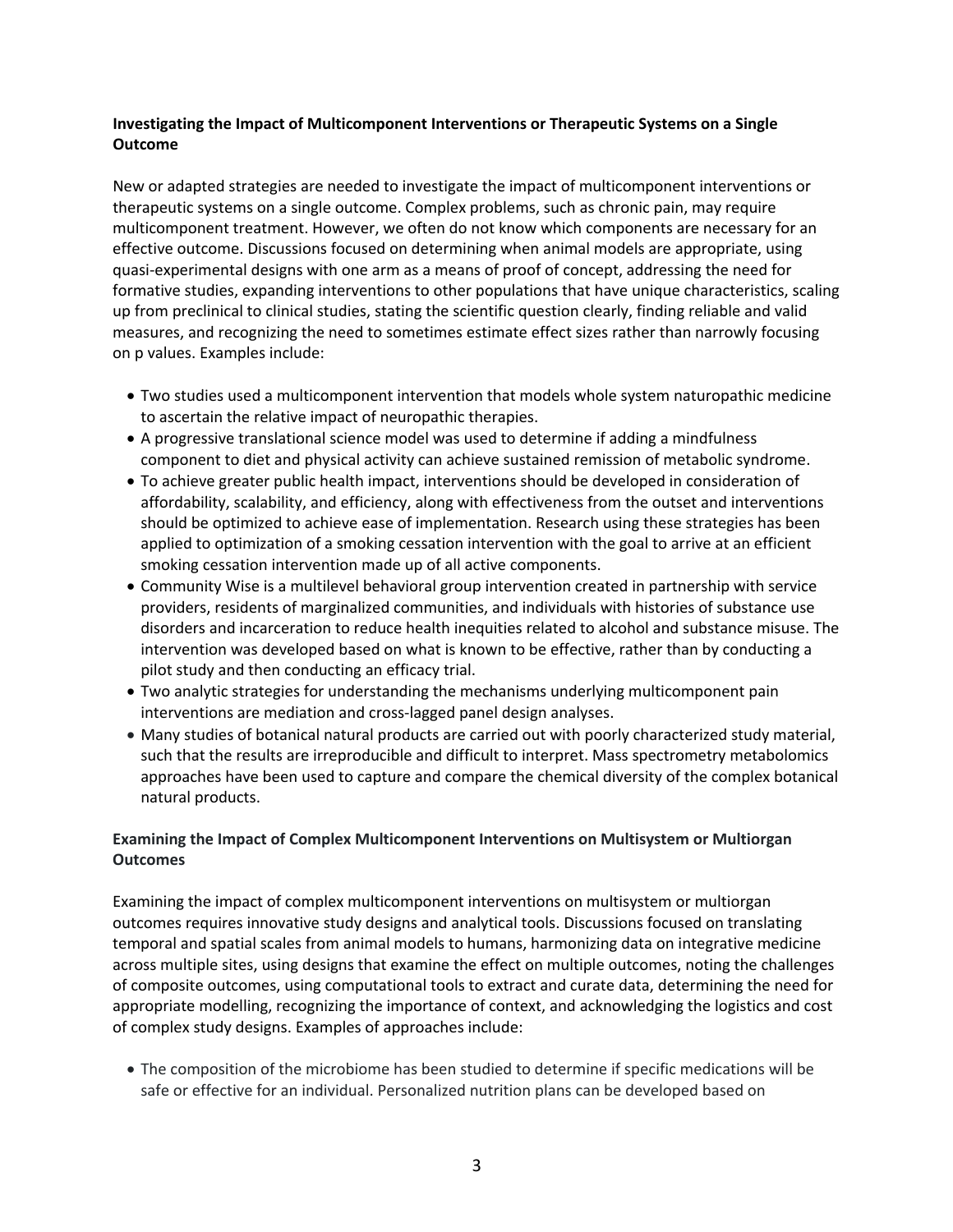**Investigating the Impact of Multicomponent Interventions or Therapeutic Systems on a Single Outcome**

New or adapted strategies are needed to investigate the impact of multicomponent interventions or therapeutic systems on a single outcome. Complex problems, such as chronic pain, may require multicomponent treatment. However, we often do not know which components are necessary for an effective outcome. Discussions focused on determining when animal models are appropriate, using quasi-experimental designs with one arm as a means of proof of concept, addressing the need for formative studies, expanding interventions to other populations that have unique characteristics, scaling up from preclinical to clinical studies, stating the scientific question clearly, finding reliable and valid measures, and recognizing the need to sometimes estimate effect sizes rather than narrowly focusing on p values. Examples include:

- Two studies used a multicomponent intervention that models whole system naturopathic medicine to ascertain the relative impact of neuropathic therapies.
- A progressive translational science model was used to determine if adding a mindfulness component to diet and physical activity can achieve sustained remission of metabolic syndrome.
- To achieve greater public health impact, interventions should be developed in consideration of affordability, scalability, and efficiency, along with effectiveness from the outset and interventions should be optimized to achieve ease of implementation. Research using these strategies has been applied to optimization of a smoking cessation intervention with the goal to arrive at an efficient smoking cessation intervention made up of all active components.
- Community Wise is a multilevel behavioral group intervention created in partnership with service providers, residents of marginalized communities, and individuals with histories of substance use disorders and incarceration to reduce health inequities related to alcohol and substance misuse. The intervention was developed based on what is known to be effective, rather than by conducting a pilot study and then conducting an efficacy trial.
- Two analytic strategies for understanding the mechanisms underlying multicomponent pain interventions are mediation and cross-lagged panel design analyses.
- Many studies of botanical natural products are carried out with poorly characterized study material, such that the results are irreproducible and difficult to interpret. Mass spectrometry metabolomics approaches have been used to capture and compare the chemical diversity of the complex botanical natural products.

**Examining the Impact of Complex Multicomponent Interventions on Multisystem or Multiorgan Outcomes**

Examining the impact of complex multicomponent interventions on multisystem or multiorgan outcomes requires innovative study designs and analytical tools. Discussions focused on translating temporal and spatial scales from animal models to humans, harmonizing data on integrative medicine across multiple sites, using designs that examine the effect on multiple outcomes, noting the challenges of composite outcomes, using computational tools to extract and curate data, determining the need for appropriate modelling, recognizing the importance of context, and acknowledging the logistics and cost of complex study designs. Examples of approaches include:

- The composition of the microbiome has been studied to determine if specific medications will be safe or effective for an individual. Personalized nutrition plans can be developed based on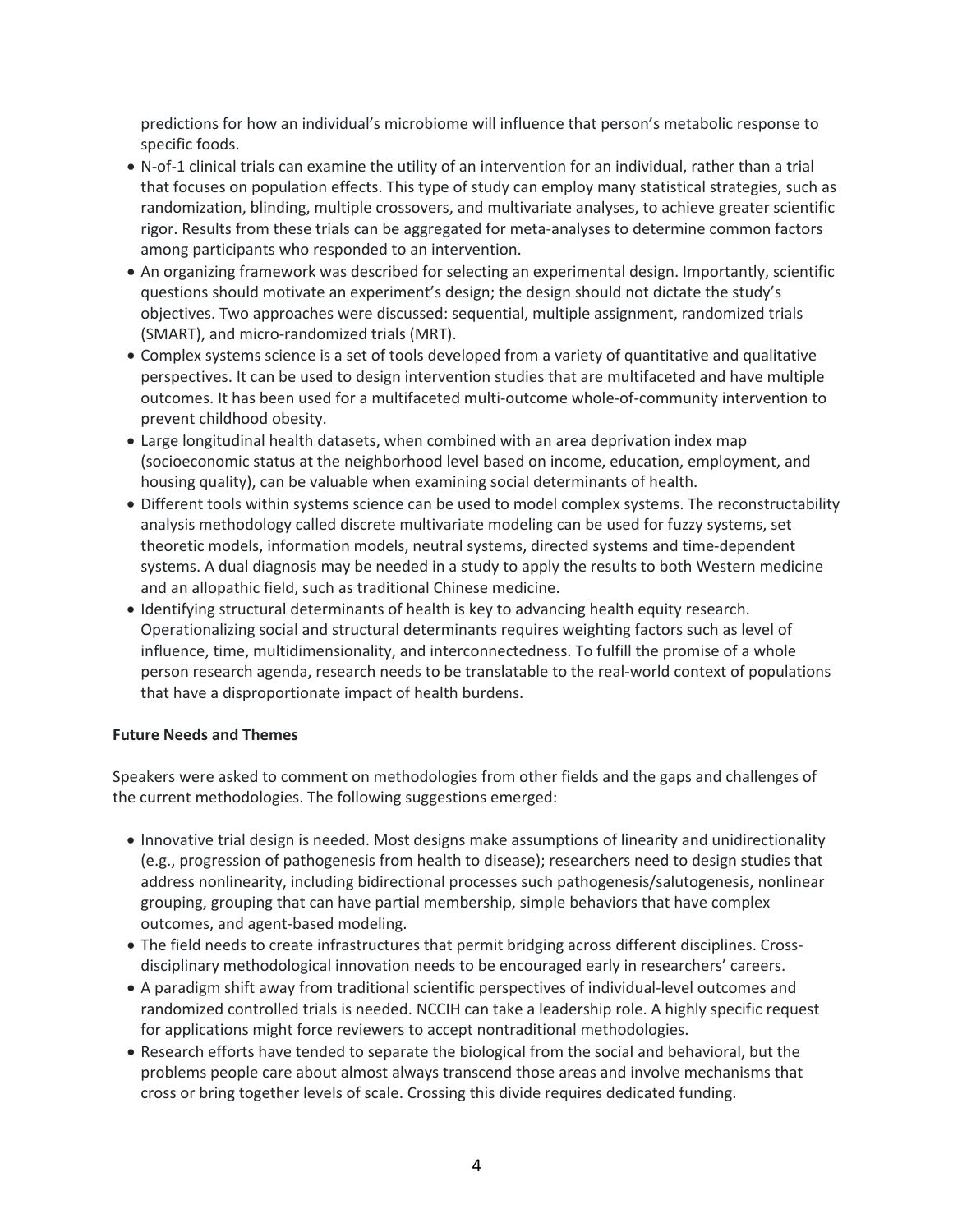predictions for how an individual's microbiome will influence that person's metabolic response to specific foods.

- N-of-1 clinical trials can examine the utility of an intervention for an individual, rather than a trial that focuses on population effects. This type of study can employ many statistical strategies, such as randomization, blinding, multiple crossovers, and multivariate analyses, to achieve greater scientific rigor. Results from these trials can be aggregated for meta-analyses to determine common factors among participants who responded to an intervention.
- An organizing framework was described for selecting an experimental design. Importantly, scientific questions should motivate an experiment's design; the design should not dictate the study's objectives. Two approaches were discussed: sequential, multiple assignment, randomized trials (SMART), and micro-randomized trials (MRT).
- Complex systems science is a set of tools developed from a variety of quantitative and qualitative perspectives. It can be used to design intervention studies that are multifaceted and have multiple outcomes. It has been used for a multifaceted multi-outcome whole-of-community intervention to prevent childhood obesity.
- Large longitudinal health datasets, when combined with an area deprivation index map (socioeconomic status at the neighborhood level based on income, education, employment, and housing quality), can be valuable when examining social determinants of health.
- Different tools within systems science can be used to model complex systems. The reconstructability analysis methodology called discrete multivariate modeling can be used for fuzzy systems, set theoretic models, information models, neutral systems, directed systems and time-dependent systems. A dual diagnosis may be needed in a study to apply the results to both Western medicine and an allopathic field, such as traditional Chinese medicine.
- Identifying structural determinants of health is key to advancing health equity research. Operationalizing social and structural determinants requires weighting factors such as level of influence, time, multidimensionality, and interconnectedness. To fulfill the promise of a whole person research agenda, research needs to be translatable to the real-world context of populations that have a disproportionate impact of health burdens.

**Future Needs and Themes**

Speakers were asked to comment on methodologies from other fields and the gaps and challenges of the current methodologies. The following suggestions emerged:

- Innovative trial design is needed. Most designs make assumptions of linearity and unidirectionality (e.g., progression of pathogenesis from health to disease); researchers need to design studies that address nonlinearity, including bidirectional processes such pathogenesis/salutogenesis, nonlinear grouping, grouping that can have partial membership, simple behaviors that have complex outcomes, and agent-based modeling.
- The field needs to create infrastructures that permit bridging across different disciplines. Cross-disciplinary methodological innovation needs to be encouraged early in researchers' careers.
- A paradigm shift away from traditional scientific perspectives of individual-level outcomes and randomized controlled trials is needed. NCCIH can take a leadership role. A highly specific request for applications might force reviewers to accept nontraditional methodologies.
- Research efforts have tended to separate the biological from the social and behavioral, but the problems people care about almost always transcend those areas and involve mechanisms that cross or bring together levels of scale. Crossing this divide requires dedicated funding.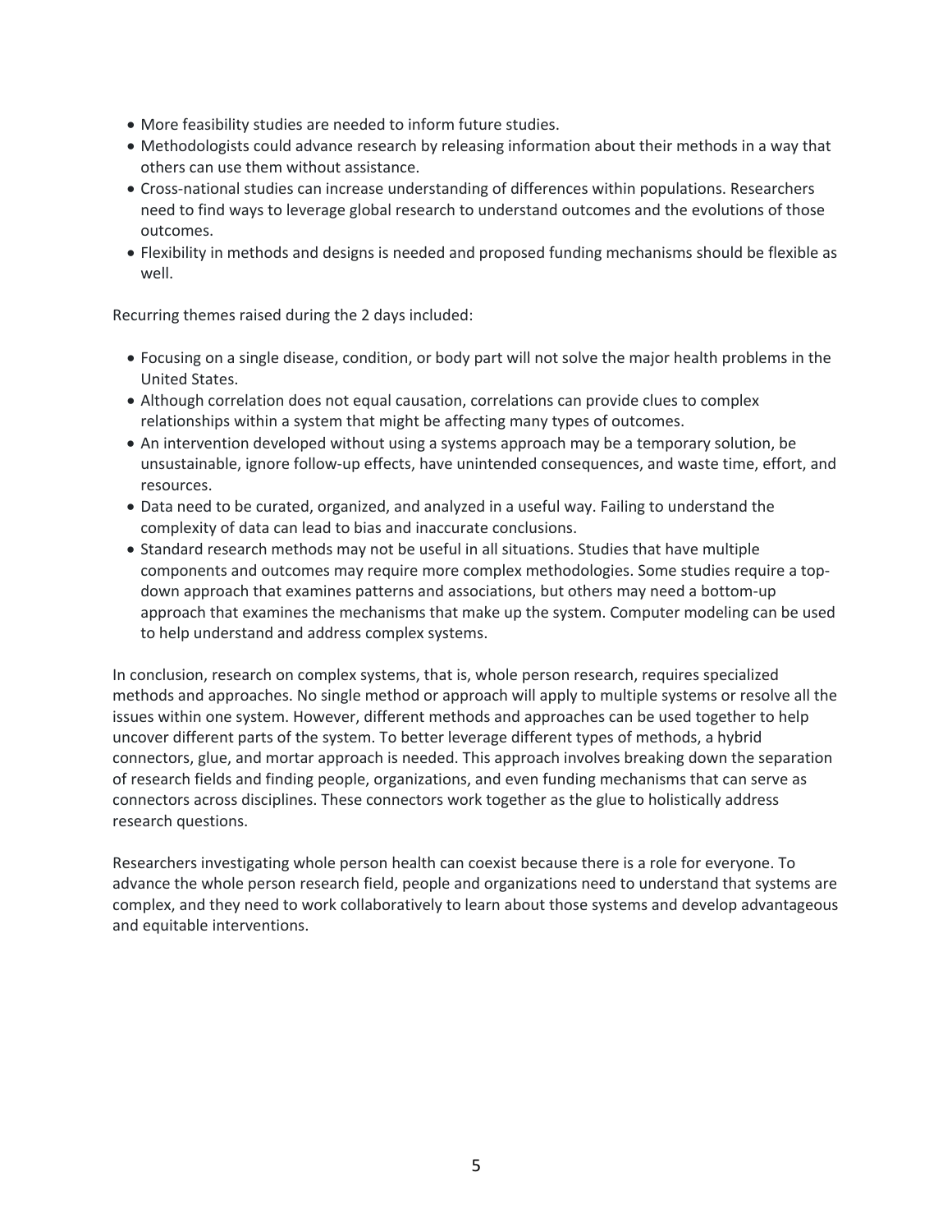- More feasibility studies are needed to inform future studies.
- Methodologists could advance research by releasing information about their methods in a way that others can use them without assistance.
- Cross-national studies can increase understanding of differences within populations. Researchers need to find ways to leverage global research to understand outcomes and the evolutions of those outcomes.
- Flexibility in methods and designs is needed and proposed funding mechanisms should be flexible as well.

Recurring themes raised during the 2 days included:

- Focusing on a single disease, condition, or body part will not solve the major health problems in the United States.
- Although correlation does not equal causation, correlations can provide clues to complex relationships within a system that might be affecting many types of outcomes.
- An intervention developed without using a systems approach may be a temporary solution, be unsustainable, ignore follow-up effects, have unintended consequences, and waste time, effort, and resources.
- Data need to be curated, organized, and analyzed in a useful way. Failing to understand the complexity of data can lead to bias and inaccurate conclusions.
- Standard research methods may not be useful in all situations. Studies that have multiple components and outcomes may require more complex methodologies. Some studies require a top-down approach that examines patterns and associations, but others may need a bottom-up approach that examines the mechanisms that make up the system. Computer modeling can be used to help understand and address complex systems.

In conclusion, research on complex systems, that is, whole person research, requires specialized methods and approaches. No single method or approach will apply to multiple systems or resolve all the issues within one system. However, different methods and approaches can be used together to help uncover different parts of the system. To better leverage different types of methods, a hybrid connectors, glue, and mortar approach is needed. This approach involves breaking down the separation of research fields and finding people, organizations, and even funding mechanisms that can serve as connectors across disciplines. These connectors work together as the glue to holistically address research questions.

Researchers investigating whole person health can coexist because there is a role for everyone. To advance the whole person research field, people and organizations need to understand that systems are complex, and they need to work collaboratively to learn about those systems and develop advantageous and equitable interventions.